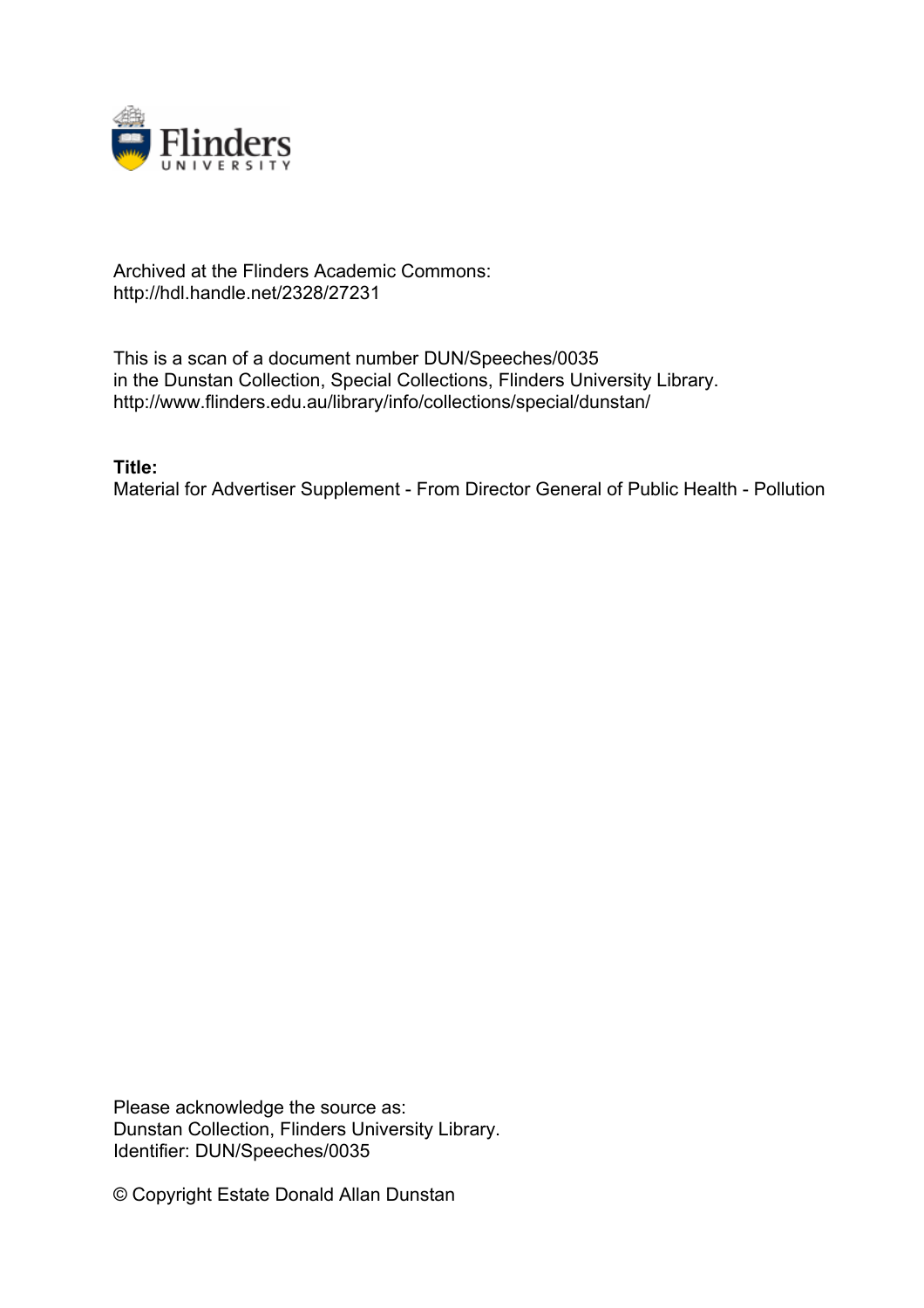Archived at the Flinders Academic Commons:
http://hdl.handle.net/2328/27231

This is a scan of a document number DUN/Speeches/0035
in the Dunstan Collection, Special Collections, Flinders University Library.
http://www.flinders.edu.au/library/info/collections/special/dunstan/

**Title:**
Material for Advertiser Supplement - From Director General of Public Health - Pollution

Please acknowledge the source as:
Dunstan Collection, Flinders University Library.
Identifier: DUN/Speeches/0035

© Copyright Estate Donald Allan Dunstan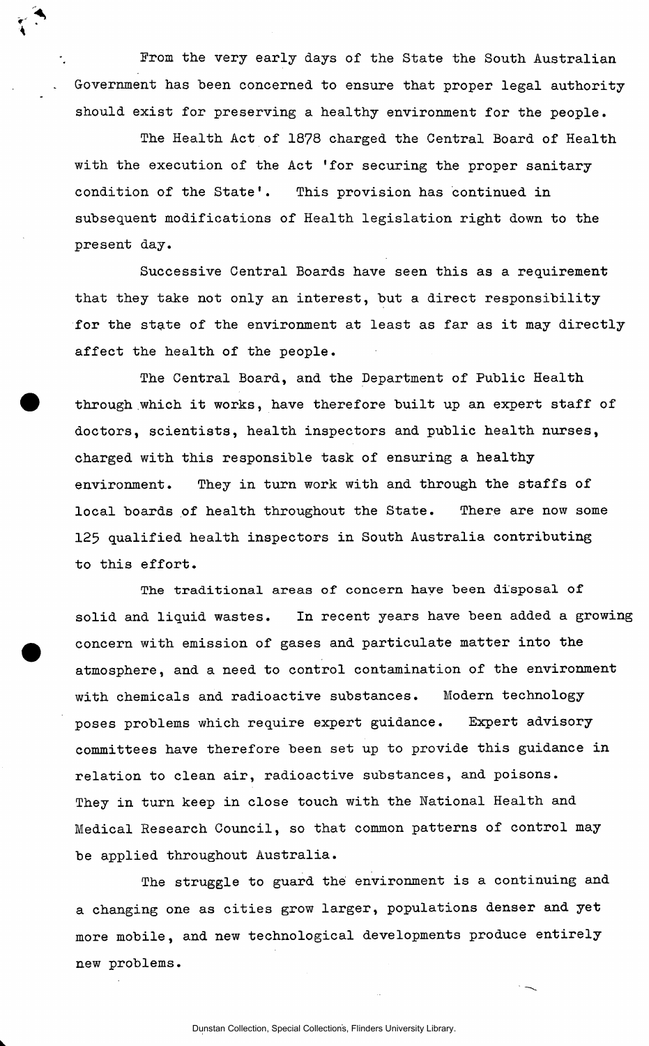From the very early days of the State the South Australian Government has been concerned to ensure that proper legal authority should exist for preserving a healthy environment for the people.

The Health Act of 1878 charged the Central Board of Health with the execution of the Act 'for securing the proper sanitary condition of the State'. This provision has continued in subsequent modifications of Health legislation right down to the present day.

Successive Central Boards have seen this as a requirement that they take not only an interest, but a direct responsibility for the state of the environment at least as far as it may directly affect the health of the people.

The Central Board, and the Department of Public Health through which it works, have therefore built up an expert staff of doctors, scientists, health inspectors and public health nurses, charged with this responsible task of ensuring a healthy environment. They in turn work with and through the staffs of local boards of health throughout the State. There are now some 125 qualified health inspectors in South Australia contributing to this effort.

The traditional areas of concern have been disposal of solid and liquid wastes. In recent years have been added a growing concern with emission of gases and particulate matter into the atmosphere, and a need to control contamination of the environment with chemicals and radioactive substances. Modern technology poses problems which require expert guidance. Expert advisory committees have therefore been set up to provide this guidance in relation to clean air, radioactive substances, and poisons. They in turn keep in close touch with the National Health and Medical Research Council, so that common patterns of control may be applied throughout Australia.

The struggle to guard the environment is a continuing and a changing one as cities grow larger, populations denser and yet more mobile, and new technological developments produce entirely new problems.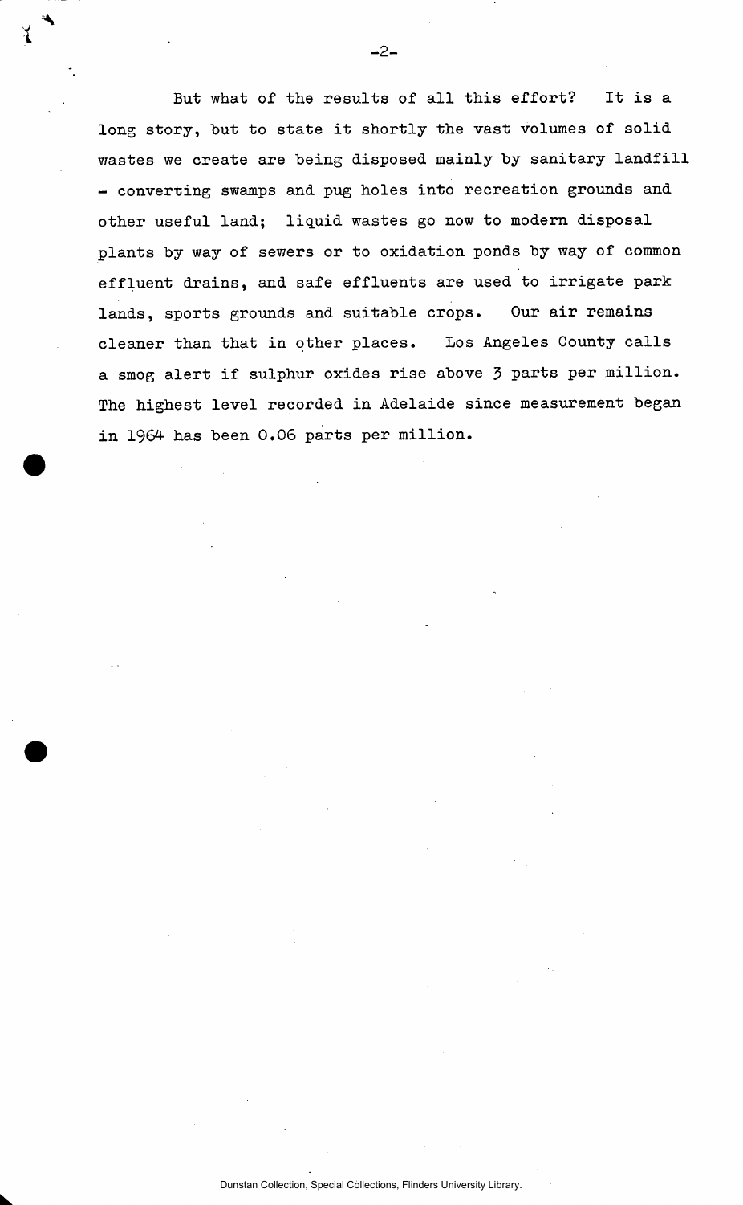But what of the results of all this effort? It is a long story, but to state it shortly the vast volumes of solid wastes we create are being disposed mainly by sanitary landfill - converting swamps and pug holes into recreation grounds and other useful land; liquid wastes go now to modern disposal plants by way of sewers or to oxidation ponds by way of common effluent drains, and safe effluents are used to irrigate park lands, sports grounds and suitable crops. Our air remains cleaner than that in other places. Los Angeles County calls a smog alert if sulphur oxides rise above 3 parts per million. The highest level recorded in Adelaide since measurement began in 1964 has been 0.06 parts per million.